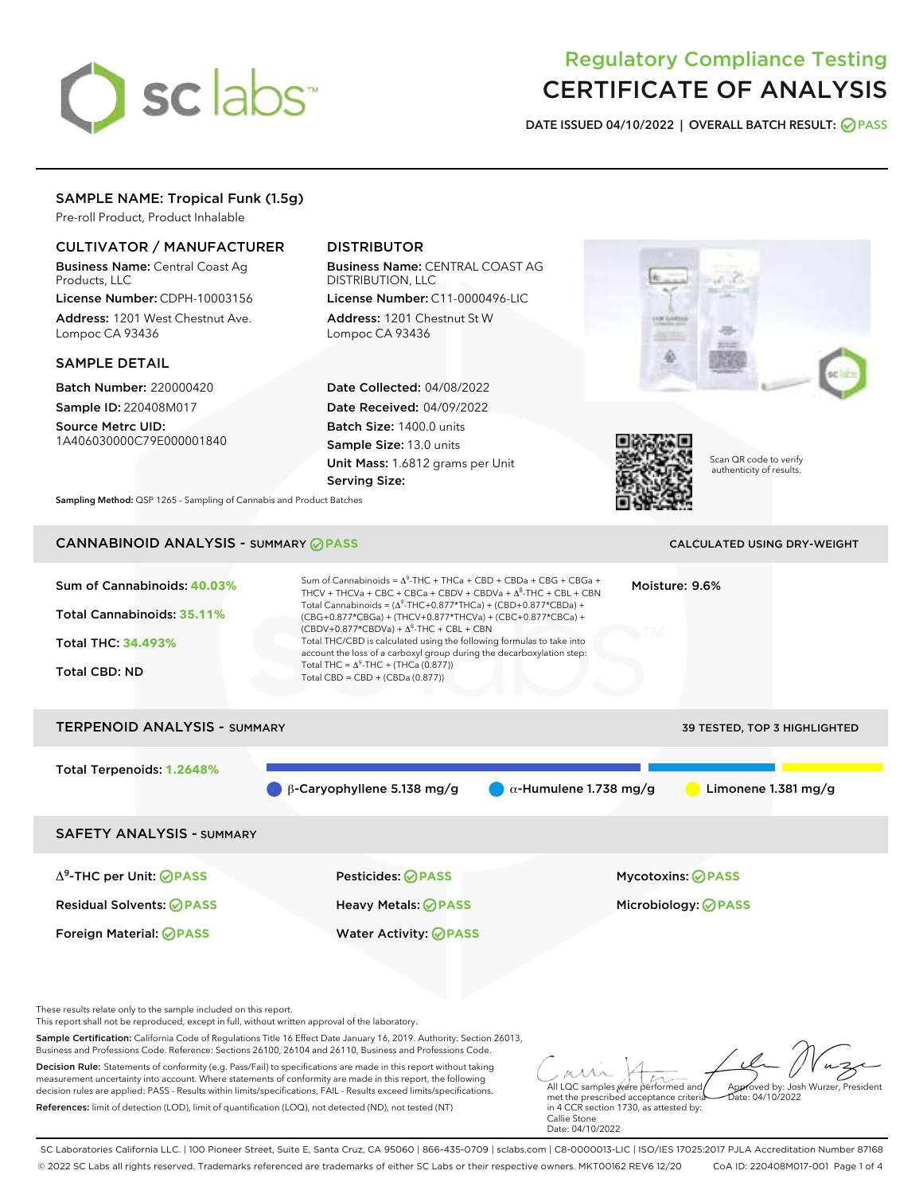# Regulatory Compliance Testing
# CERTIFICATE OF ANALYSIS

**DATE ISSUED 04/10/2022 | OVERALL BATCH RESULT: PASS**

## SAMPLE NAME: Tropical Funk (1.5g)

Pre-roll Product, Product Inhalable

### CULTIVATOR / MANUFACTURER

**Business Name:** Central Coast Ag Products, LLC

**License Number:** CDPH-10003156

**Address:** 1201 West Chestnut Ave. Lompoc CA 93436

### DISTRIBUTOR

**Business Name:** CENTRAL COAST AG DISTRIBUTION, LLC

**License Number:** C11-0000496-LIC

**Address:** 1201 Chestnut St W Lompoc CA 93436

### SAMPLE DETAIL

**Batch Number:** 220000420

**Sample ID:** 220408M017

**Source Metrc UID:** 1A406030000C79E000001840

**Date Collected:** 04/08/2022

**Date Received:** 04/09/2022

**Batch Size:** 1400.0 units

**Sample Size:** 13.0 units

**Unit Mass:** 1.6812 grams per Unit

**Serving Size:**

Scan QR code to verify authenticity of results.

**Sampling Method:** QSP 1265 - Sampling of Cannabis and Product Batches

## CANNABINOID ANALYSIS - SUMMARY PASS

CALCULATED USING DRY-WEIGHT

Sum of Cannabinoids: **40.03%**

Total Cannabinoids: **35.11%**

Total THC: **34.493%**

Total CBD: ND

Sum of Cannabinoids = $\Delta^9$-THC + THCa + CBD + CBDa + CBG + CBGa + THCV + THCVa + CBC + CBCa + CBDV + CBDVa + $\Delta^8$-THC + CBL + CBN

Total Cannabinoids = ($\Delta^9$-THC+0.877*THCa) + (CBD+0.877*CBDa) + (CBG+0.877*CBGa) + (THCV+0.877*THCVa) + (CBC+0.877*CBCa) + (CBDV+0.877*CBDVa) + $\Delta^8$-THC + CBL + CBN

Total THC/CBD is calculated using the following formulas to take into account the loss of a carboxyl group during the decarboxylation step:

Total THC = $\Delta^9$-THC + (THCa (0.877))

Total CBD = CBD + (CBDa (0.877))

Moisture: 9.6%

## TERPENOID ANALYSIS - SUMMARY

39 TESTED, TOP 3 HIGHLIGHTED

Total Terpenoids: **1.2648%**

β-Caryophyllene 5.138 mg/g | α-Humulene 1.738 mg/g | Limonene 1.381 mg/g

## SAFETY ANALYSIS - SUMMARY

| | | |
|---|---|---|
| $\Delta^9$-THC per Unit: PASS | Pesticides: PASS | Mycotoxins: PASS |
| Residual Solvents: PASS | Heavy Metals: PASS | Microbiology: PASS |
| Foreign Material: PASS | Water Activity: PASS | |

These results relate only to the sample included on this report.
This report shall not be reproduced, except in full, without written approval of the laboratory.

**Sample Certification:** California Code of Regulations Title 16 Effect Date January 16, 2019. Authority: Section 26013, Business and Professions Code. Reference: Sections 26100, 26104 and 26110, Business and Professions Code.

**Decision Rule:** Statements of conformity (e.g. Pass/Fail) to specifications are made in this report without taking measurement uncertainty into account. Where statements of conformity are made in this report, the following decision rules are applied: PASS - Results within limits/specifications, FAIL - Results exceed limits/specifications.

**References:** limit of detection (LOD), limit of quantification (LOQ), not detected (ND), not tested (NT)

All LQC samples were performed and met the prescribed acceptance criteria in 4 CCR section 1730, as attested by: Callie Stone Date: 04/10/2022

Approved by: Josh Wurzer, President Date: 04/10/2022

SC Laboratories California LLC. | 100 Pioneer Street, Suite E, Santa Cruz, CA 95060 | 866-435-0709 | sclabs.com | C8-0000013-LIC | ISO/IES 17025:2017 PJLA Accreditation Number 87168
© 2022 SC Labs all rights reserved. Trademarks referenced are trademarks of either SC Labs or their respective owners. MKT00162 REV6 12/20 CoA ID: 220408M017-001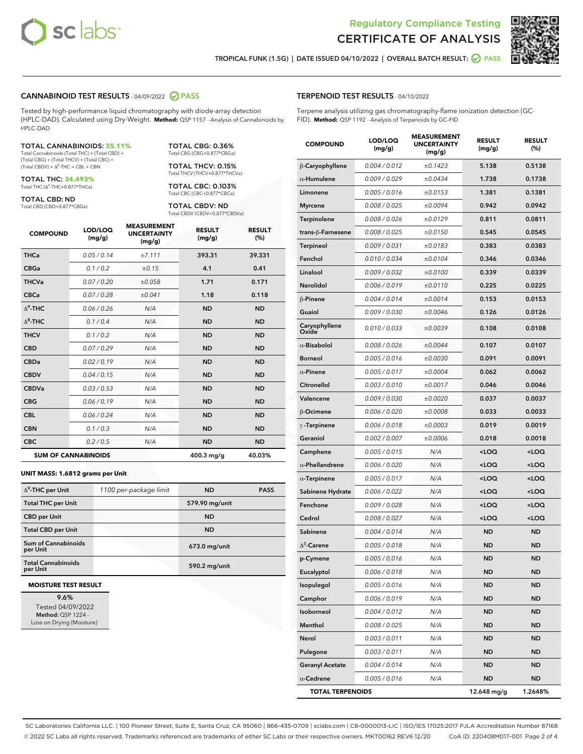Regulatory Compliance Testing

# CERTIFICATE OF ANALYSIS

TROPICAL FUNK (1.5G) | DATE ISSUED 04/10/2022 | OVERALL BATCH RESULT: PASS

## CANNABINOID TEST RESULTS - 04/09/2022 PASS

Tested by high-performance liquid chromatography with diode-array detection (HPLC-DAD). Calculated using Dry-Weight. **Method:** QSP 1157 - Analysis of Cannabinoids by HPLC-DAD

**TOTAL CANNABINOIDS: 35.11%**
Total Cannabinoids (Total THC) + (Total CBD) + (Total CBG) + (Total THCV) + (Total CBC) + (Total CBDV) + $\Delta^8$-THC + CBL + CBN

**TOTAL THC: 34.493%**
Total THC ($\Delta^9$-THC+0.877*THCa)

**TOTAL CBD: ND**
Total CBD (CBD+0.877*CBDa)

**TOTAL CBG: 0.36%**
Total CBG (CBG+0.877*CBGa)

**TOTAL THCV: 0.15%**
Total THCV (THCV+0.877*THCVa)

**TOTAL CBC: 0.103%**
Total CBC (CBC+0.877*CBCa)

**TOTAL CBDV: ND**
Total CBDV (CBDV+0.877*CBDVa)

| COMPOUND | LOD/LOQ (mg/g) | MEASUREMENT UNCERTAINTY (mg/g) | RESULT (mg/g) | RESULT (%) |
|---|---|---|---|---|
| THCa | 0.05 / 0.14 | ±7.111 | 393.31 | 39.331 |
| CBGa | 0.1 / 0.2 | ±0.15 | 4.1 | 0.41 |
| THCVa | 0.07 / 0.20 | ±0.058 | 1.71 | 0.171 |
| CBCa | 0.07 / 0.28 | ±0.041 | 1.18 | 0.118 |
| $\Delta^9$-THC | 0.06 / 0.26 | N/A | ND | ND |
| $\Delta^8$-THC | 0.1 / 0.4 | N/A | ND | ND |
| THCV | 0.1 / 0.2 | N/A | ND | ND |
| CBD | 0.07 / 0.29 | N/A | ND | ND |
| CBDa | 0.02 / 0.19 | N/A | ND | ND |
| CBDV | 0.04 / 0.15 | N/A | ND | ND |
| CBDVa | 0.03 / 0.53 | N/A | ND | ND |
| CBG | 0.06 / 0.19 | N/A | ND | ND |
| CBL | 0.06 / 0.24 | N/A | ND | ND |
| CBN | 0.1 / 0.3 | N/A | ND | ND |
| CBC | 0.2 / 0.5 | N/A | ND | ND |
| **SUM OF CANNABINOIDS** | | | **400.3 mg/g** | **40.03%** |

**UNIT MASS: 1.6812 grams per Unit**

| | | | |
|---|---|---|---|
| $\Delta^9$-THC per Unit | 1100 per-package limit | ND | PASS |
| Total THC per Unit | | 579.90 mg/unit | |
| CBD per Unit | | ND | |
| Total CBD per Unit | | ND | |
| Sum of Cannabinoids per Unit | | 673.0 mg/unit | |
| Total Cannabinoids per Unit | | 590.2 mg/unit | |

**MOISTURE TEST RESULT**

9.6%
Tested 04/09/2022
**Method:** QSP 1224 - Loss on Drying (Moisture)

## TERPENOID TEST RESULTS - 04/10/2022

Terpene analysis utilizing gas chromatography-flame ionization detection (GC-FID). **Method:** QSP 1192 - Analysis of Terpenoids by GC-FID

| COMPOUND | LOD/LOQ (mg/g) | MEASUREMENT UNCERTAINTY (mg/g) | RESULT (mg/g) | RESULT (%) |
|---|---|---|---|---|
| β-Caryophyllene | 0.004 / 0.012 | ±0.1423 | 5.138 | 0.5138 |
| α-Humulene | 0.009 / 0.029 | ±0.0434 | 1.738 | 0.1738 |
| Limonene | 0.005 / 0.016 | ±0.0153 | 1.381 | 0.1381 |
| Myrcene | 0.008 / 0.025 | ±0.0094 | 0.942 | 0.0942 |
| Terpinolene | 0.008 / 0.026 | ±0.0129 | 0.811 | 0.0811 |
| trans-β-Farnesene | 0.008 / 0.025 | ±0.0150 | 0.545 | 0.0545 |
| Terpineol | 0.009 / 0.031 | ±0.0183 | 0.383 | 0.0383 |
| Fenchol | 0.010 / 0.034 | ±0.0104 | 0.346 | 0.0346 |
| Linalool | 0.009 / 0.032 | ±0.0100 | 0.339 | 0.0339 |
| Nerolidol | 0.006 / 0.019 | ±0.0110 | 0.225 | 0.0225 |
| β-Pinene | 0.004 / 0.014 | ±0.0014 | 0.153 | 0.0153 |
| Guaiol | 0.009 / 0.030 | ±0.0046 | 0.126 | 0.0126 |
| Caryophyllene Oxide | 0.010 / 0.033 | ±0.0039 | 0.108 | 0.0108 |
| α-Bisabolol | 0.008 / 0.026 | ±0.0044 | 0.107 | 0.0107 |
| Borneol | 0.005 / 0.016 | ±0.0030 | 0.091 | 0.0091 |
| α-Pinene | 0.005 / 0.017 | ±0.0004 | 0.062 | 0.0062 |
| Citronellol | 0.003 / 0.010 | ±0.0017 | 0.046 | 0.0046 |
| Valencene | 0.009 / 0.030 | ±0.0020 | 0.037 | 0.0037 |
| β-Ocimene | 0.006 / 0.020 | ±0.0008 | 0.033 | 0.0033 |
| γ-Terpinene | 0.006 / 0.018 | ±0.0003 | 0.019 | 0.0019 |
| Geraniol | 0.002 / 0.007 | ±0.0006 | 0.018 | 0.0018 |
| Camphene | 0.005 / 0.015 | N/A | <LOQ | <LOQ |
| α-Phellandrene | 0.006 / 0.020 | N/A | <LOQ | <LOQ |
| α-Terpinene | 0.005 / 0.017 | N/A | <LOQ | <LOQ |
| Sabinene Hydrate | 0.006 / 0.022 | N/A | <LOQ | <LOQ |
| Fenchone | 0.009 / 0.028 | N/A | <LOQ | <LOQ |
| Cedrol | 0.008 / 0.027 | N/A | <LOQ | <LOQ |
| Sabinene | 0.004 / 0.014 | N/A | ND | ND |
| $\Delta^3$-Carene | 0.005 / 0.018 | N/A | ND | ND |
| p-Cymene | 0.005 / 0.016 | N/A | ND | ND |
| Eucalyptol | 0.006 / 0.018 | N/A | ND | ND |
| Isopulegol | 0.005 / 0.016 | N/A | ND | ND |
| Camphor | 0.006 / 0.019 | N/A | ND | ND |
| Isoborneol | 0.004 / 0.012 | N/A | ND | ND |
| Menthol | 0.008 / 0.025 | N/A | ND | ND |
| Nerol | 0.003 / 0.011 | N/A | ND | ND |
| Pulegone | 0.003 / 0.011 | N/A | ND | ND |
| Geranyl Acetate | 0.004 / 0.014 | N/A | ND | ND |
| α-Cedrene | 0.005 / 0.016 | N/A | ND | ND |
| **TOTAL TERPENOIDS** | | | **12.648 mg/g** | **1.2648%** |

SC Laboratories California LLC. | 100 Pioneer Street, Suite E, Santa Cruz, CA 95060 | 866-435-0709 | sclabs.com | C8-0000013-LIC | ISO/IES 17025:2017 PJLA Accreditation Number 87168
© 2022 SC Labs all rights reserved. Trademarks referenced are trademarks of either SC Labs or their respective owners. MKT00162 REV6 12/20 CoA ID: 220408M017-001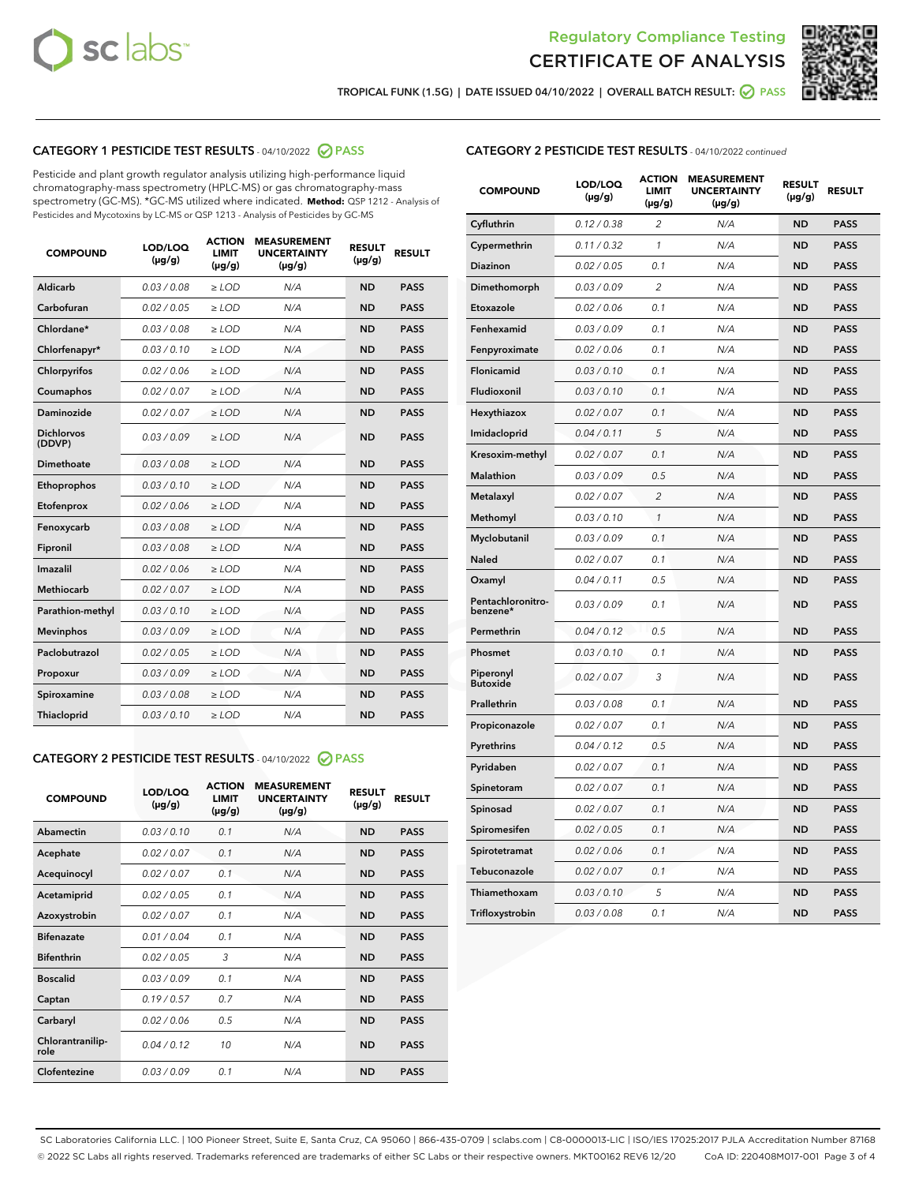# Regulatory Compliance Testing
# CERTIFICATE OF ANALYSIS

TROPICAL FUNK (1.5G) | DATE ISSUED 04/10/2022 | OVERALL BATCH RESULT: PASS

## CATEGORY 1 PESTICIDE TEST RESULTS - 04/10/2022 PASS

Pesticide and plant growth regulator analysis utilizing high-performance liquid chromatography-mass spectrometry (HPLC-MS) or gas chromatography-mass spectrometry (GC-MS). *GC-MS utilized where indicated. **Method:** QSP 1212 - Analysis of Pesticides and Mycotoxins by LC-MS or QSP 1213 - Analysis of Pesticides by GC-MS

| COMPOUND | LOD/LOQ (µg/g) | ACTION LIMIT (µg/g) | MEASUREMENT UNCERTAINTY (µg/g) | RESULT (µg/g) | RESULT |
|---|---|---|---|---|---|
| Aldicarb | 0.03 / 0.08 | ≥ LOD | N/A | ND | PASS |
| Carbofuran | 0.02 / 0.05 | ≥ LOD | N/A | ND | PASS |
| Chlordane* | 0.03 / 0.08 | ≥ LOD | N/A | ND | PASS |
| Chlorfenapyr* | 0.03 / 0.10 | ≥ LOD | N/A | ND | PASS |
| Chlorpyrifos | 0.02 / 0.06 | ≥ LOD | N/A | ND | PASS |
| Coumaphos | 0.02 / 0.07 | ≥ LOD | N/A | ND | PASS |
| Daminozide | 0.02 / 0.07 | ≥ LOD | N/A | ND | PASS |
| Dichlorvos (DDVP) | 0.03 / 0.09 | ≥ LOD | N/A | ND | PASS |
| Dimethoate | 0.03 / 0.08 | ≥ LOD | N/A | ND | PASS |
| Ethoprophos | 0.03 / 0.10 | ≥ LOD | N/A | ND | PASS |
| Etofenprox | 0.02 / 0.06 | ≥ LOD | N/A | ND | PASS |
| Fenoxycarb | 0.03 / 0.08 | ≥ LOD | N/A | ND | PASS |
| Fipronil | 0.03 / 0.08 | ≥ LOD | N/A | ND | PASS |
| Imazalil | 0.02 / 0.06 | ≥ LOD | N/A | ND | PASS |
| Methiocarb | 0.02 / 0.07 | ≥ LOD | N/A | ND | PASS |
| Parathion-methyl | 0.03 / 0.10 | ≥ LOD | N/A | ND | PASS |
| Mevinphos | 0.03 / 0.09 | ≥ LOD | N/A | ND | PASS |
| Paclobutrazol | 0.02 / 0.05 | ≥ LOD | N/A | ND | PASS |
| Propoxur | 0.03 / 0.09 | ≥ LOD | N/A | ND | PASS |
| Spiroxamine | 0.03 / 0.08 | ≥ LOD | N/A | ND | PASS |
| Thiacloprid | 0.03 / 0.10 | ≥ LOD | N/A | ND | PASS |

## CATEGORY 2 PESTICIDE TEST RESULTS - 04/10/2022 PASS

| COMPOUND | LOD/LOQ (µg/g) | ACTION LIMIT (µg/g) | MEASUREMENT UNCERTAINTY (µg/g) | RESULT (µg/g) | RESULT |
|---|---|---|---|---|---|
| Abamectin | 0.03 / 0.10 | 0.1 | N/A | ND | PASS |
| Acephate | 0.02 / 0.07 | 0.1 | N/A | ND | PASS |
| Acequinocyl | 0.02 / 0.07 | 0.1 | N/A | ND | PASS |
| Acetamiprid | 0.02 / 0.05 | 0.1 | N/A | ND | PASS |
| Azoxystrobin | 0.02 / 0.07 | 0.1 | N/A | ND | PASS |
| Bifenazate | 0.01 / 0.04 | 0.1 | N/A | ND | PASS |
| Bifenthrin | 0.02 / 0.05 | 3 | N/A | ND | PASS |
| Boscalid | 0.03 / 0.09 | 0.1 | N/A | ND | PASS |
| Captan | 0.19 / 0.57 | 0.7 | N/A | ND | PASS |
| Carbaryl | 0.02 / 0.06 | 0.5 | N/A | ND | PASS |
| Chlorantraniliprole | 0.04 / 0.12 | 10 | N/A | ND | PASS |
| Clofentezine | 0.03 / 0.09 | 0.1 | N/A | ND | PASS |

## CATEGORY 2 PESTICIDE TEST RESULTS - 04/10/2022 *continued*

| COMPOUND | LOD/LOQ (µg/g) | ACTION LIMIT (µg/g) | MEASUREMENT UNCERTAINTY (µg/g) | RESULT (µg/g) | RESULT |
|---|---|---|---|---|---|
| Cyfluthrin | 0.12 / 0.38 | 2 | N/A | ND | PASS |
| Cypermethrin | 0.11 / 0.32 | 1 | N/A | ND | PASS |
| Diazinon | 0.02 / 0.05 | 0.1 | N/A | ND | PASS |
| Dimethomorph | 0.03 / 0.09 | 2 | N/A | ND | PASS |
| Etoxazole | 0.02 / 0.06 | 0.1 | N/A | ND | PASS |
| Fenhexamid | 0.03 / 0.09 | 0.1 | N/A | ND | PASS |
| Fenpyroximate | 0.02 / 0.06 | 0.1 | N/A | ND | PASS |
| Flonicamid | 0.03 / 0.10 | 0.1 | N/A | ND | PASS |
| Fludioxonil | 0.03 / 0.10 | 0.1 | N/A | ND | PASS |
| Hexythiazox | 0.02 / 0.07 | 0.1 | N/A | ND | PASS |
| Imidacloprid | 0.04 / 0.11 | 5 | N/A | ND | PASS |
| Kresoxim-methyl | 0.02 / 0.07 | 0.1 | N/A | ND | PASS |
| Malathion | 0.03 / 0.09 | 0.5 | N/A | ND | PASS |
| Metalaxyl | 0.02 / 0.07 | 2 | N/A | ND | PASS |
| Methomyl | 0.03 / 0.10 | 1 | N/A | ND | PASS |
| Myclobutanil | 0.03 / 0.09 | 0.1 | N/A | ND | PASS |
| Naled | 0.02 / 0.07 | 0.1 | N/A | ND | PASS |
| Oxamyl | 0.04 / 0.11 | 0.5 | N/A | ND | PASS |
| Pentachloronitrobenzene* | 0.03 / 0.09 | 0.1 | N/A | ND | PASS |
| Permethrin | 0.04 / 0.12 | 0.5 | N/A | ND | PASS |
| Phosmet | 0.03 / 0.10 | 0.1 | N/A | ND | PASS |
| Piperonyl Butoxide | 0.02 / 0.07 | 3 | N/A | ND | PASS |
| Prallethrin | 0.03 / 0.08 | 0.1 | N/A | ND | PASS |
| Propiconazole | 0.02 / 0.07 | 0.1 | N/A | ND | PASS |
| Pyrethrins | 0.04 / 0.12 | 0.5 | N/A | ND | PASS |
| Pyridaben | 0.02 / 0.07 | 0.1 | N/A | ND | PASS |
| Spinetoram | 0.02 / 0.07 | 0.1 | N/A | ND | PASS |
| Spinosad | 0.02 / 0.07 | 0.1 | N/A | ND | PASS |
| Spiromesifen | 0.02 / 0.05 | 0.1 | N/A | ND | PASS |
| Spirotetramat | 0.02 / 0.06 | 0.1 | N/A | ND | PASS |
| Tebuconazole | 0.02 / 0.07 | 0.1 | N/A | ND | PASS |
| Thiamethoxam | 0.03 / 0.10 | 5 | N/A | ND | PASS |
| Trifloxystrobin | 0.03 / 0.08 | 0.1 | N/A | ND | PASS |

SC Laboratories California LLC. | 100 Pioneer Street, Suite E, Santa Cruz, CA 95060 | 866-435-0709 | sclabs.com | C8-0000013-LIC | ISO/IES 17025:2017 PJLA Accreditation Number 87168
© 2022 SC Labs all rights reserved. Trademarks referenced are trademarks of either SC Labs or their respective owners. MKT00162 REV6 12/20 CoA ID: 220408M017-001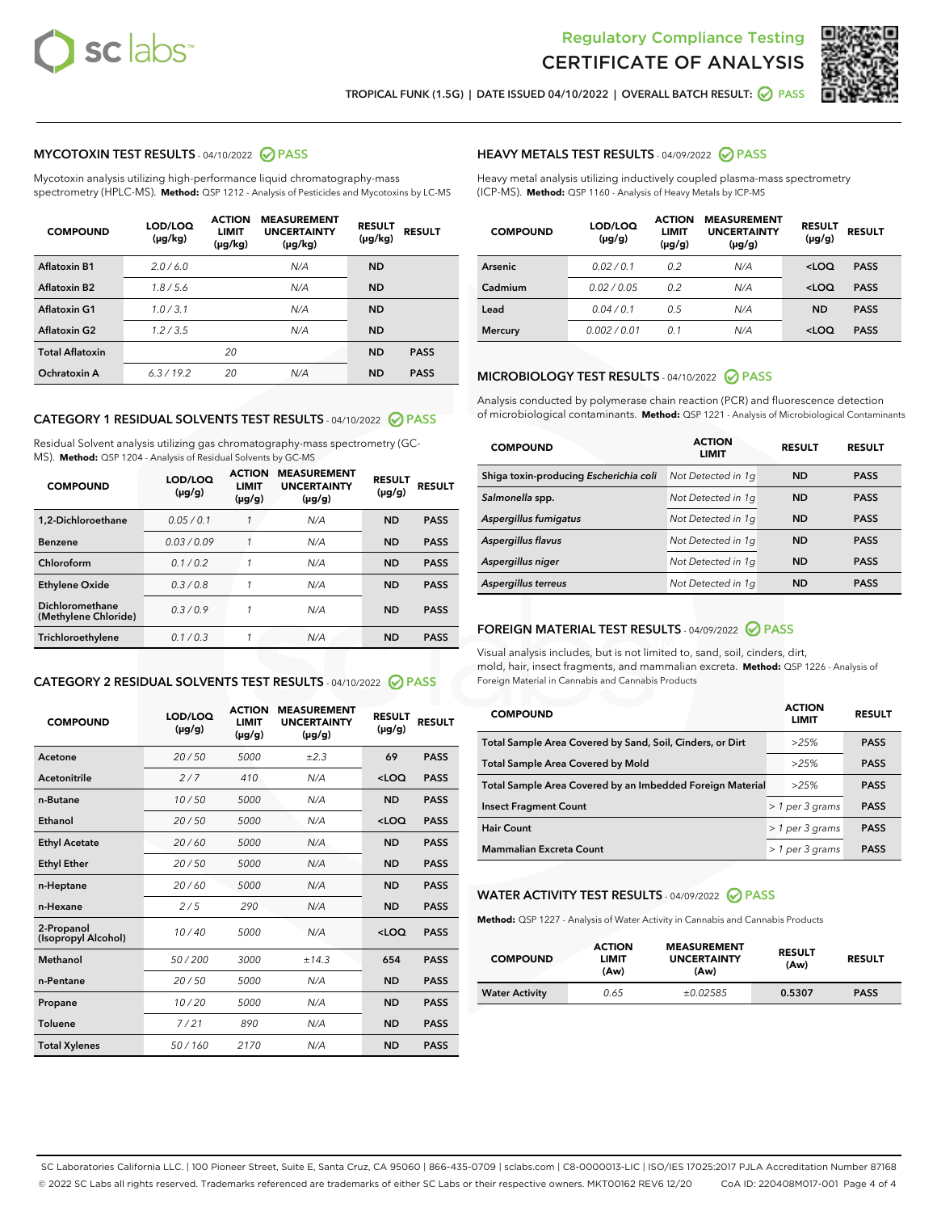Regulatory Compliance Testing
# CERTIFICATE OF ANALYSIS

TROPICAL FUNK (1.5G) | DATE ISSUED 04/10/2022 | OVERALL BATCH RESULT: PASS

## MYCOTOXIN TEST RESULTS - 04/10/2022 PASS

Mycotoxin analysis utilizing high-performance liquid chromatography-mass spectrometry (HPLC-MS). **Method:** QSP 1212 - Analysis of Pesticides and Mycotoxins by LC-MS

| COMPOUND | LOD/LOQ (µg/kg) | ACTION LIMIT (µg/kg) | MEASUREMENT UNCERTAINTY (µg/kg) | RESULT (µg/kg) | RESULT |
|---|---|---|---|---|---|
| Aflatoxin B1 | 2.0 / 6.0 | | N/A | ND | |
| Aflatoxin B2 | 1.8 / 5.6 | | N/A | ND | |
| Aflatoxin G1 | 1.0 / 3.1 | | N/A | ND | |
| Aflatoxin G2 | 1.2 / 3.5 | | N/A | ND | |
| Total Aflatoxin | | 20 | | ND | PASS |
| Ochratoxin A | 6.3 / 19.2 | 20 | N/A | ND | PASS |

## CATEGORY 1 RESIDUAL SOLVENTS TEST RESULTS - 04/10/2022 PASS

Residual Solvent analysis utilizing gas chromatography-mass spectrometry (GC-MS). **Method:** QSP 1204 - Analysis of Residual Solvents by GC-MS

| COMPOUND | LOD/LOQ (µg/g) | ACTION LIMIT (µg/g) | MEASUREMENT UNCERTAINTY (µg/g) | RESULT (µg/g) | RESULT |
|---|---|---|---|---|---|
| 1,2-Dichloroethane | 0.05 / 0.1 | 1 | N/A | ND | PASS |
| Benzene | 0.03 / 0.09 | 1 | N/A | ND | PASS |
| Chloroform | 0.1 / 0.2 | 1 | N/A | ND | PASS |
| Ethylene Oxide | 0.3 / 0.8 | 1 | N/A | ND | PASS |
| Dichloromethane (Methylene Chloride) | 0.3 / 0.9 | 1 | N/A | ND | PASS |
| Trichloroethylene | 0.1 / 0.3 | 1 | N/A | ND | PASS |

## CATEGORY 2 RESIDUAL SOLVENTS TEST RESULTS - 04/10/2022 PASS

| COMPOUND | LOD/LOQ (µg/g) | ACTION LIMIT (µg/g) | MEASUREMENT UNCERTAINTY (µg/g) | RESULT (µg/g) | RESULT |
|---|---|---|---|---|---|
| Acetone | 20 / 50 | 5000 | ±2.3 | 69 | PASS |
| Acetonitrile | 2 / 7 | 410 | N/A | <LOQ | PASS |
| n-Butane | 10 / 50 | 5000 | N/A | ND | PASS |
| Ethanol | 20 / 50 | 5000 | N/A | <LOQ | PASS |
| Ethyl Acetate | 20 / 60 | 5000 | N/A | ND | PASS |
| Ethyl Ether | 20 / 50 | 5000 | N/A | ND | PASS |
| n-Heptane | 20 / 60 | 5000 | N/A | ND | PASS |
| n-Hexane | 2 / 5 | 290 | N/A | ND | PASS |
| 2-Propanol (Isopropyl Alcohol) | 10 / 40 | 5000 | N/A | <LOQ | PASS |
| Methanol | 50 / 200 | 3000 | ±14.3 | 654 | PASS |
| n-Pentane | 20 / 50 | 5000 | N/A | ND | PASS |
| Propane | 10 / 20 | 5000 | N/A | ND | PASS |
| Toluene | 7 / 21 | 890 | N/A | ND | PASS |
| Total Xylenes | 50 / 160 | 2170 | N/A | ND | PASS |

## HEAVY METALS TEST RESULTS - 04/09/2022 PASS

Heavy metal analysis utilizing inductively coupled plasma-mass spectrometry (ICP-MS). **Method:** QSP 1160 - Analysis of Heavy Metals by ICP-MS

| COMPOUND | LOD/LOQ (µg/g) | ACTION LIMIT (µg/g) | MEASUREMENT UNCERTAINTY (µg/g) | RESULT (µg/g) | RESULT |
|---|---|---|---|---|---|
| Arsenic | 0.02 / 0.1 | 0.2 | N/A | <LOQ | PASS |
| Cadmium | 0.02 / 0.05 | 0.2 | N/A | <LOQ | PASS |
| Lead | 0.04 / 0.1 | 0.5 | N/A | ND | PASS |
| Mercury | 0.002 / 0.01 | 0.1 | N/A | <LOQ | PASS |

## MICROBIOLOGY TEST RESULTS - 04/10/2022 PASS

Analysis conducted by polymerase chain reaction (PCR) and fluorescence detection of microbiological contaminants. **Method:** QSP 1221 - Analysis of Microbiological Contaminants

| COMPOUND | ACTION LIMIT | RESULT | RESULT |
|---|---|---|---|
| Shiga toxin-producing *Escherichia coli* | Not Detected in 1g | ND | PASS |
| *Salmonella* spp. | Not Detected in 1g | ND | PASS |
| *Aspergillus fumigatus* | Not Detected in 1g | ND | PASS |
| *Aspergillus flavus* | Not Detected in 1g | ND | PASS |
| *Aspergillus niger* | Not Detected in 1g | ND | PASS |
| *Aspergillus terreus* | Not Detected in 1g | ND | PASS |

## FOREIGN MATERIAL TEST RESULTS - 04/09/2022 PASS

Visual analysis includes, but is not limited to, sand, soil, cinders, dirt, mold, hair, insect fragments, and mammalian excreta. **Method:** QSP 1226 - Analysis of Foreign Material in Cannabis and Cannabis Products

| COMPOUND | ACTION LIMIT | RESULT |
|---|---|---|
| Total Sample Area Covered by Sand, Soil, Cinders, or Dirt | >25% | PASS |
| Total Sample Area Covered by Mold | >25% | PASS |
| Total Sample Area Covered by an Imbedded Foreign Material | >25% | PASS |
| Insect Fragment Count | > 1 per 3 grams | PASS |
| Hair Count | > 1 per 3 grams | PASS |
| Mammalian Excreta Count | > 1 per 3 grams | PASS |

## WATER ACTIVITY TEST RESULTS - 04/09/2022 PASS

**Method:** QSP 1227 - Analysis of Water Activity in Cannabis and Cannabis Products

| COMPOUND | ACTION LIMIT (Aw) | MEASUREMENT UNCERTAINTY (Aw) | RESULT (Aw) | RESULT |
|---|---|---|---|---|
| Water Activity | 0.65 | ±0.02585 | 0.5307 | PASS |

SC Laboratories California LLC. | 100 Pioneer Street, Suite E, Santa Cruz, CA 95060 | 866-435-0709 | sclabs.com | C8-0000013-LIC | ISO/IES 17025:2017 PJLA Accreditation Number 87168
© 2022 SC Labs all rights reserved. Trademarks referenced are trademarks of either SC Labs or their respective owners. MKT00162 REV6 12/20 CoA ID: 220408M017-001